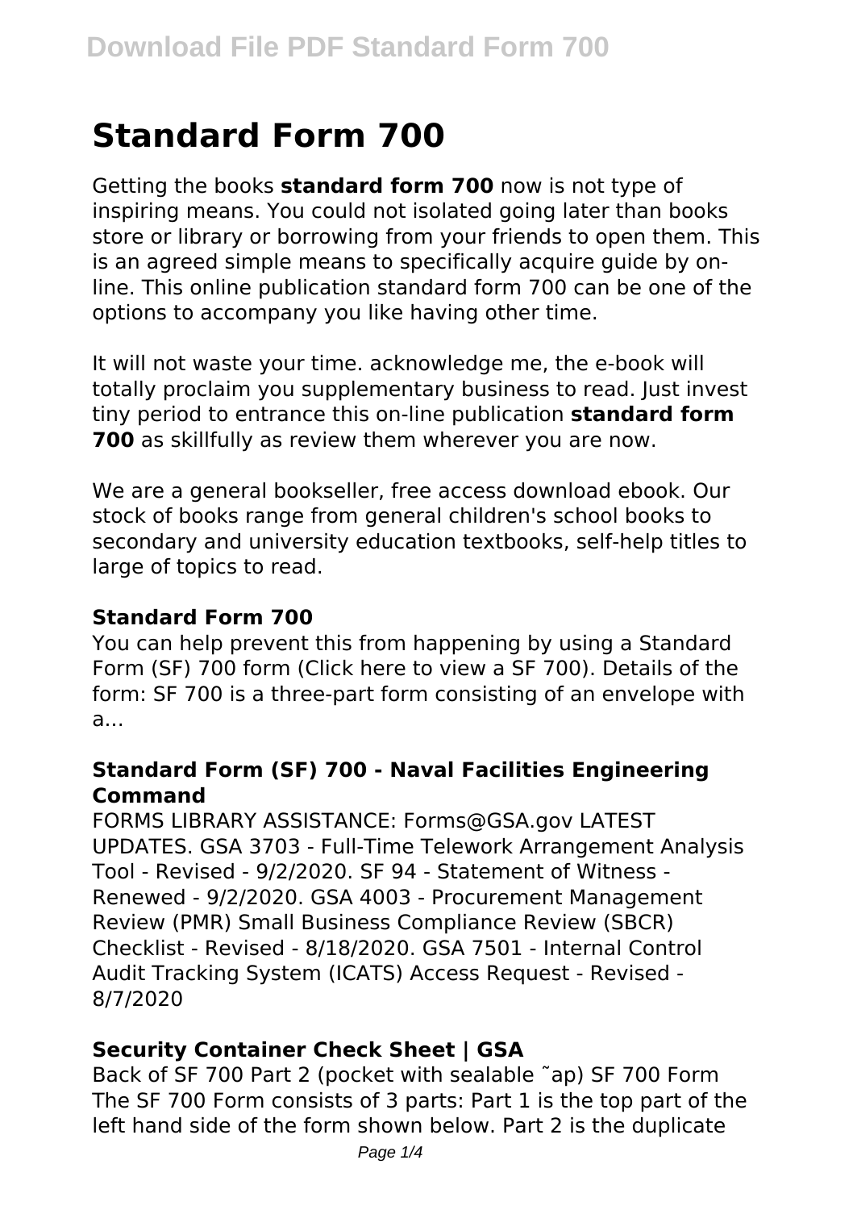# Standard Form 700

Getting the books **standard form 700** now is not type of inspiring means. You could not isolated going later than books store or library or borrowing from your friends to open them. This is an agreed simple means to specifically acquire guide by on-line. This online publication standard form 700 can be one of the options to accompany you like having other time.

It will not waste your time. acknowledge me, the e-book will totally proclaim you supplementary business to read. Just invest tiny period to entrance this on-line publication **standard form 700** as skillfully as review them wherever you are now.

We are a general bookseller, free access download ebook. Our stock of books range from general children's school books to secondary and university education textbooks, self-help titles to large of topics to read.

### Standard Form 700

You can help prevent this from happening by using a Standard Form (SF) 700 form (Click here to view a SF 700). Details of the form: SF 700 is a three-part form consisting of an envelope with a...

### Standard Form (SF) 700 - Naval Facilities Engineering Command

FORMS LIBRARY ASSISTANCE: Forms@GSA.gov LATEST UPDATES. GSA 3703 - Full-Time Telework Arrangement Analysis Tool - Revised - 9/2/2020. SF 94 - Statement of Witness - Renewed - 9/2/2020. GSA 4003 - Procurement Management Review (PMR) Small Business Compliance Review (SBCR) Checklist - Revised - 8/18/2020. GSA 7501 - Internal Control Audit Tracking System (ICATS) Access Request - Revised - 8/7/2020

### Security Container Check Sheet | GSA

Back of SF 700 Part 2 (pocket with sealable ˜ap) SF 700 Form The SF 700 Form consists of 3 parts: Part 1 is the top part of the left hand side of the form shown below. Part 2 is the duplicate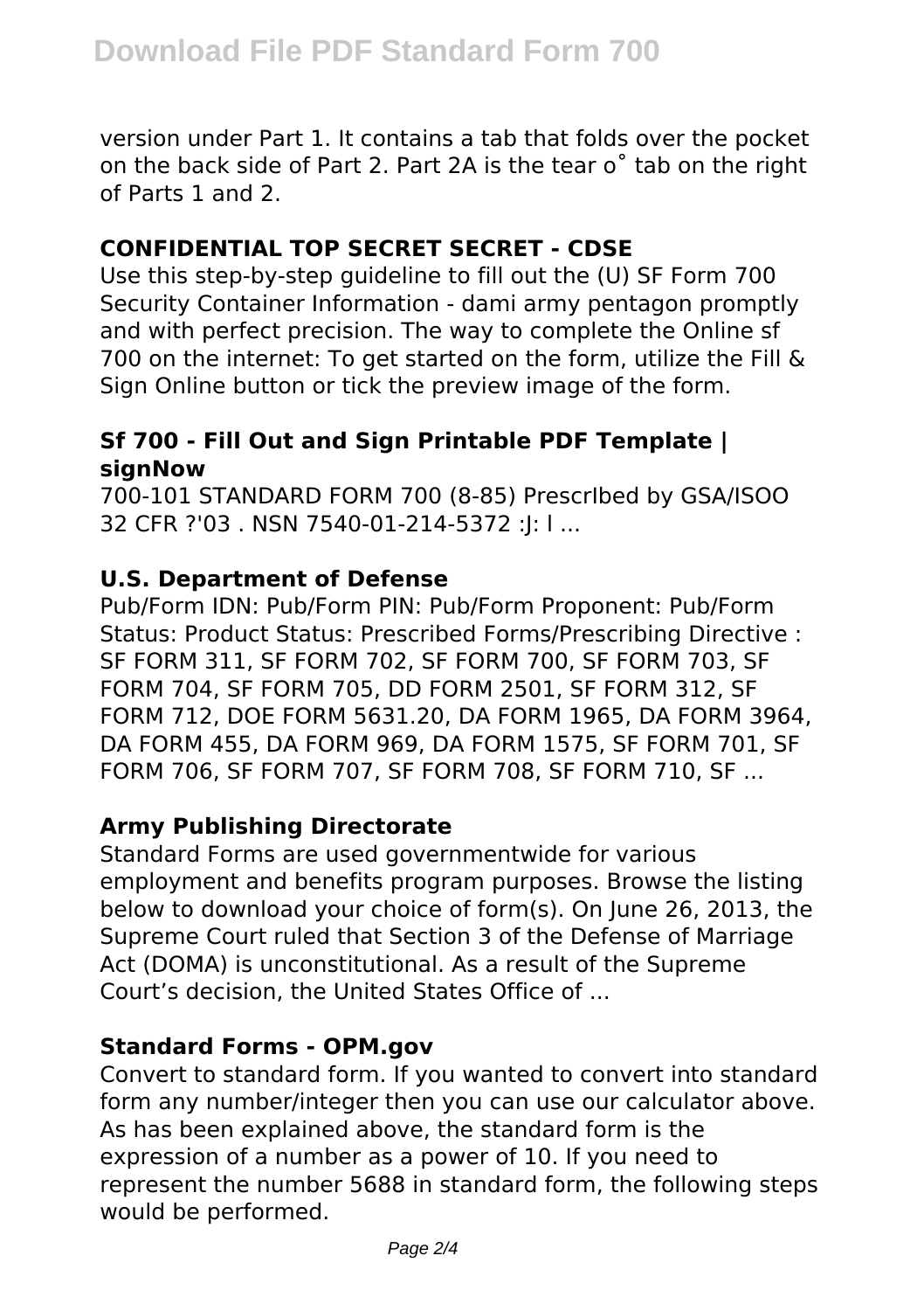version under Part 1. It contains a tab that folds over the pocket on the back side of Part 2. Part 2A is the tear o˚ tab on the right of Parts 1 and 2.

### CONFIDENTIAL TOP SECRET SECRET - CDSE

Use this step-by-step guideline to fill out the (U) SF Form 700 Security Container Information - dami army pentagon promptly and with perfect precision. The way to complete the Online sf 700 on the internet: To get started on the form, utilize the Fill & Sign Online button or tick the preview image of the form.

### Sf 700 - Fill Out and Sign Printable PDF Template | signNow

700-101 STANDARD FORM 700 (8-85) PrescrIbed by GSA/ISOO 32 CFR ?'03 . NSN 7540-01-214-5372 :J: l ...

### U.S. Department of Defense

Pub/Form IDN: Pub/Form PIN: Pub/Form Proponent: Pub/Form Status: Product Status: Prescribed Forms/Prescribing Directive : SF FORM 311, SF FORM 702, SF FORM 700, SF FORM 703, SF FORM 704, SF FORM 705, DD FORM 2501, SF FORM 312, SF FORM 712, DOE FORM 5631.20, DA FORM 1965, DA FORM 3964, DA FORM 455, DA FORM 969, DA FORM 1575, SF FORM 701, SF FORM 706, SF FORM 707, SF FORM 708, SF FORM 710, SF ...

### Army Publishing Directorate

Standard Forms are used governmentwide for various employment and benefits program purposes. Browse the listing below to download your choice of form(s). On June 26, 2013, the Supreme Court ruled that Section 3 of the Defense of Marriage Act (DOMA) is unconstitutional. As a result of the Supreme Court's decision, the United States Office of ...

### Standard Forms - OPM.gov

Convert to standard form. If you wanted to convert into standard form any number/integer then you can use our calculator above. As has been explained above, the standard form is the expression of a number as a power of 10. If you need to represent the number 5688 in standard form, the following steps would be performed.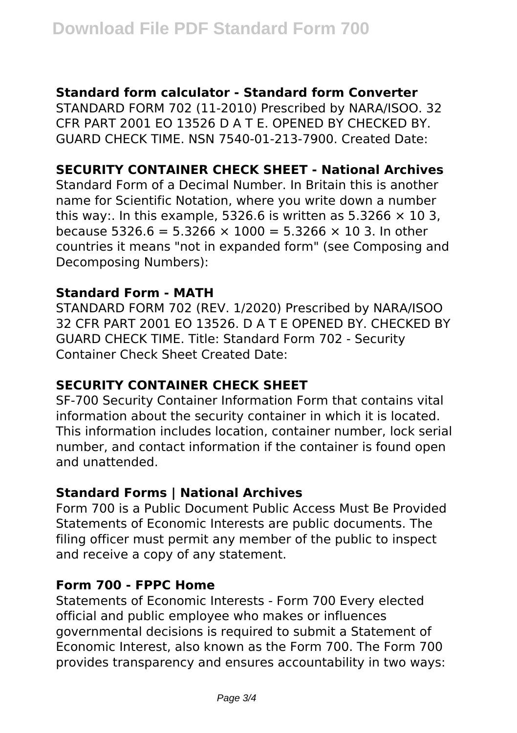**Standard form calculator - Standard form Converter**

STANDARD FORM 702 (11-2010) Prescribed by NARA/ISOO. 32 CFR PART 2001 EO 13526 D A T E. OPENED BY CHECKED BY. GUARD CHECK TIME. NSN 7540-01-213-7900. Created Date:

**SECURITY CONTAINER CHECK SHEET - National Archives**

Standard Form of a Decimal Number. In Britain this is another name for Scientific Notation, where you write down a number this way:. In this example, 5326.6 is written as $5.3266 \times 10^3$, because $5326.6 = 5.3266 \times 1000 = 5.3266 \times 10^3$. In other countries it means "not in expanded form" (see Composing and Decomposing Numbers):

**Standard Form - MATH**

STANDARD FORM 702 (REV. 1/2020) Prescribed by NARA/ISOO 32 CFR PART 2001 EO 13526. D A T E OPENED BY. CHECKED BY GUARD CHECK TIME. Title: Standard Form 702 - Security Container Check Sheet Created Date:

**SECURITY CONTAINER CHECK SHEET**

SF-700 Security Container Information Form that contains vital information about the security container in which it is located. This information includes location, container number, lock serial number, and contact information if the container is found open and unattended.

**Standard Forms | National Archives**

Form 700 is a Public Document Public Access Must Be Provided Statements of Economic Interests are public documents. The filing officer must permit any member of the public to inspect and receive a copy of any statement.

**Form 700 - FPPC Home**

Statements of Economic Interests - Form 700 Every elected official and public employee who makes or influences governmental decisions is required to submit a Statement of Economic Interest, also known as the Form 700. The Form 700 provides transparency and ensures accountability in two ways: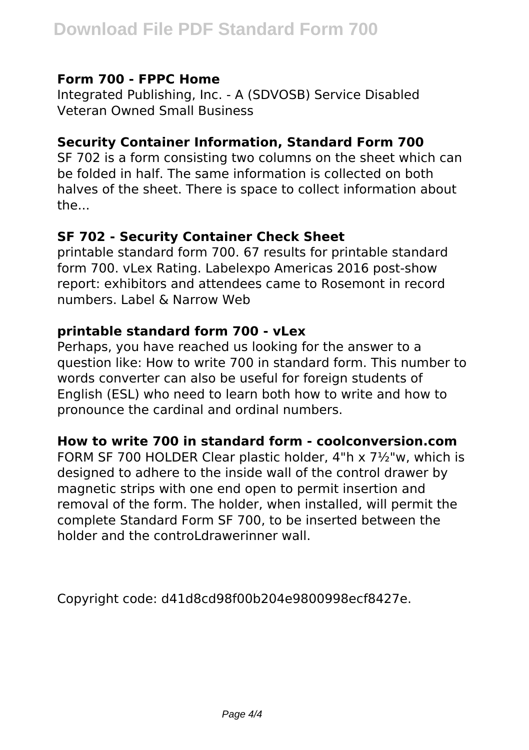**Form 700 - FPPC Home**

Integrated Publishing, Inc. - A (SDVOSB) Service Disabled Veteran Owned Small Business

**Security Container Information, Standard Form 700**

SF 702 is a form consisting two columns on the sheet which can be folded in half. The same information is collected on both halves of the sheet. There is space to collect information about the...

**SF 702 - Security Container Check Sheet**

printable standard form 700. 67 results for printable standard form 700. vLex Rating. Labelexpo Americas 2016 post-show report: exhibitors and attendees came to Rosemont in record numbers. Label & Narrow Web

**printable standard form 700 - vLex**

Perhaps, you have reached us looking for the answer to a question like: How to write 700 in standard form. This number to words converter can also be useful for foreign students of English (ESL) who need to learn both how to write and how to pronounce the cardinal and ordinal numbers.

**How to write 700 in standard form - coolconversion.com**

FORM SF 700 HOLDER Clear plastic holder, 4"h x 7½"w, which is designed to adhere to the inside wall of the control drawer by magnetic strips with one end open to permit insertion and removal of the form. The holder, when installed, will permit the complete Standard Form SF 700, to be inserted between the holder and the controLdrawerinner wall.

Copyright code: d41d8cd98f00b204e9800998ecf8427e.